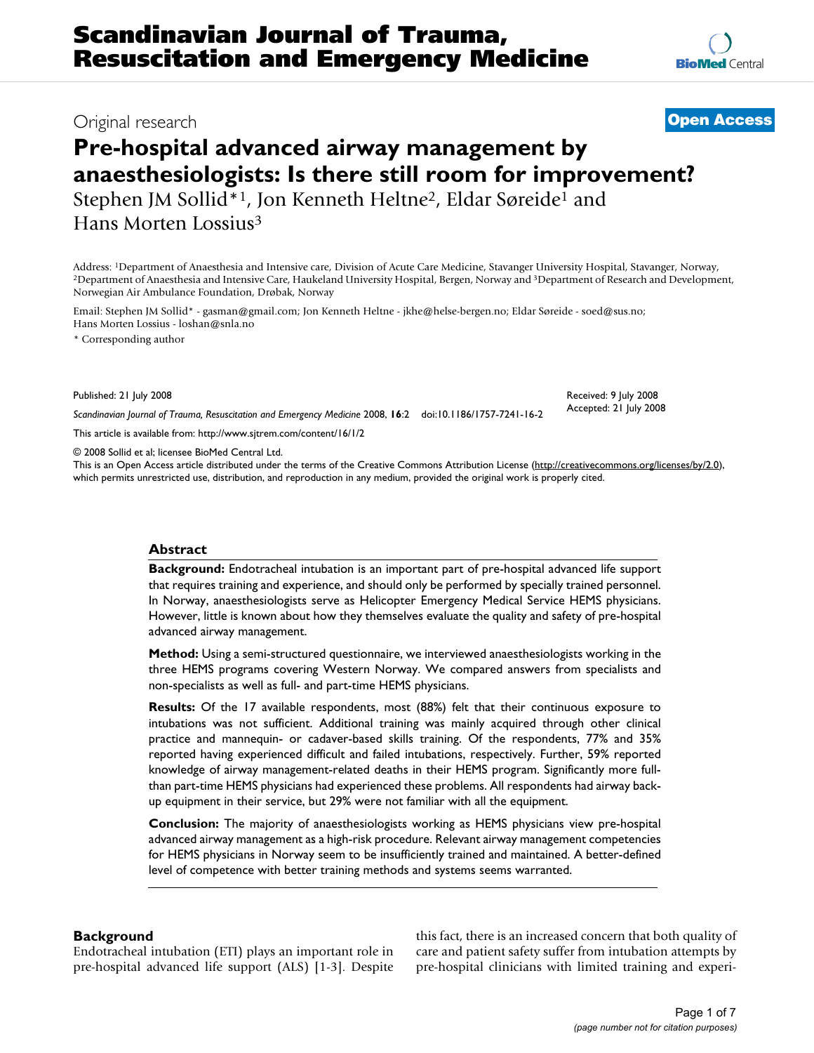# Pre-hospital advanced airway management by anaesthesiologists: Is there still room for improvement?

Original research — Open Access

Stephen JM Sollid*[1], Jon Kenneth Heltne[2], Eldar Søreide[1] and Hans Morten Lossius[3]

Address: [1]Department of Anaesthesia and Intensive care, Division of Acute Care Medicine, Stavanger University Hospital, Stavanger, Norway, [2]Department of Anaesthesia and Intensive Care, Haukeland University Hospital, Bergen, Norway and [3]Department of Research and Development, Norwegian Air Ambulance Foundation, Drøbak, Norway

Email: Stephen JM Sollid* - gasman@gmail.com; Jon Kenneth Heltne - jkhe@helse-bergen.no; Eldar Søreide - soed@sus.no; Hans Morten Lossius - loshan@snla.no

\* Corresponding author

Published: 21 July 2008

*Scandinavian Journal of Trauma, Resuscitation and Emergency Medicine* 2008, **16**:2 doi:10.1186/1757-7241-16-2

Received: 9 July 2008
Accepted: 21 July 2008

This article is available from: http://www.sjtrem.com/content/16/1/2

© 2008 Sollid et al; licensee BioMed Central Ltd.
This is an Open Access article distributed under the terms of the Creative Commons Attribution License (http://creativecommons.org/licenses/by/2.0), which permits unrestricted use, distribution, and reproduction in any medium, provided the original work is properly cited.

## Abstract

**Background:** Endotracheal intubation is an important part of pre-hospital advanced life support that requires training and experience, and should only be performed by specially trained personnel. In Norway, anaesthesiologists serve as Helicopter Emergency Medical Service HEMS physicians. However, little is known about how they themselves evaluate the quality and safety of pre-hospital advanced airway management.

**Method:** Using a semi-structured questionnaire, we interviewed anaesthesiologists working in the three HEMS programs covering Western Norway. We compared answers from specialists and non-specialists as well as full- and part-time HEMS physicians.

**Results:** Of the 17 available respondents, most (88%) felt that their continuous exposure to intubations was not sufficient. Additional training was mainly acquired through other clinical practice and mannequin- or cadaver-based skills training. Of the respondents, 77% and 35% reported having experienced difficult and failed intubations, respectively. Further, 59% reported knowledge of airway management-related deaths in their HEMS program. Significantly more full- than part-time HEMS physicians had experienced these problems. All respondents had airway back-up equipment in their service, but 29% were not familiar with all the equipment.

**Conclusion:** The majority of anaesthesiologists working as HEMS physicians view pre-hospital advanced airway management as a high-risk procedure. Relevant airway management competencies for HEMS physicians in Norway seem to be insufficiently trained and maintained. A better-defined level of competence with better training methods and systems seems warranted.

## Background

Endotracheal intubation (ETI) plays an important role in pre-hospital advanced life support (ALS) [1-3]. Despite this fact, there is an increased concern that both quality of care and patient safety suffer from intubation attempts by pre-hospital clinicians with limited training and experi-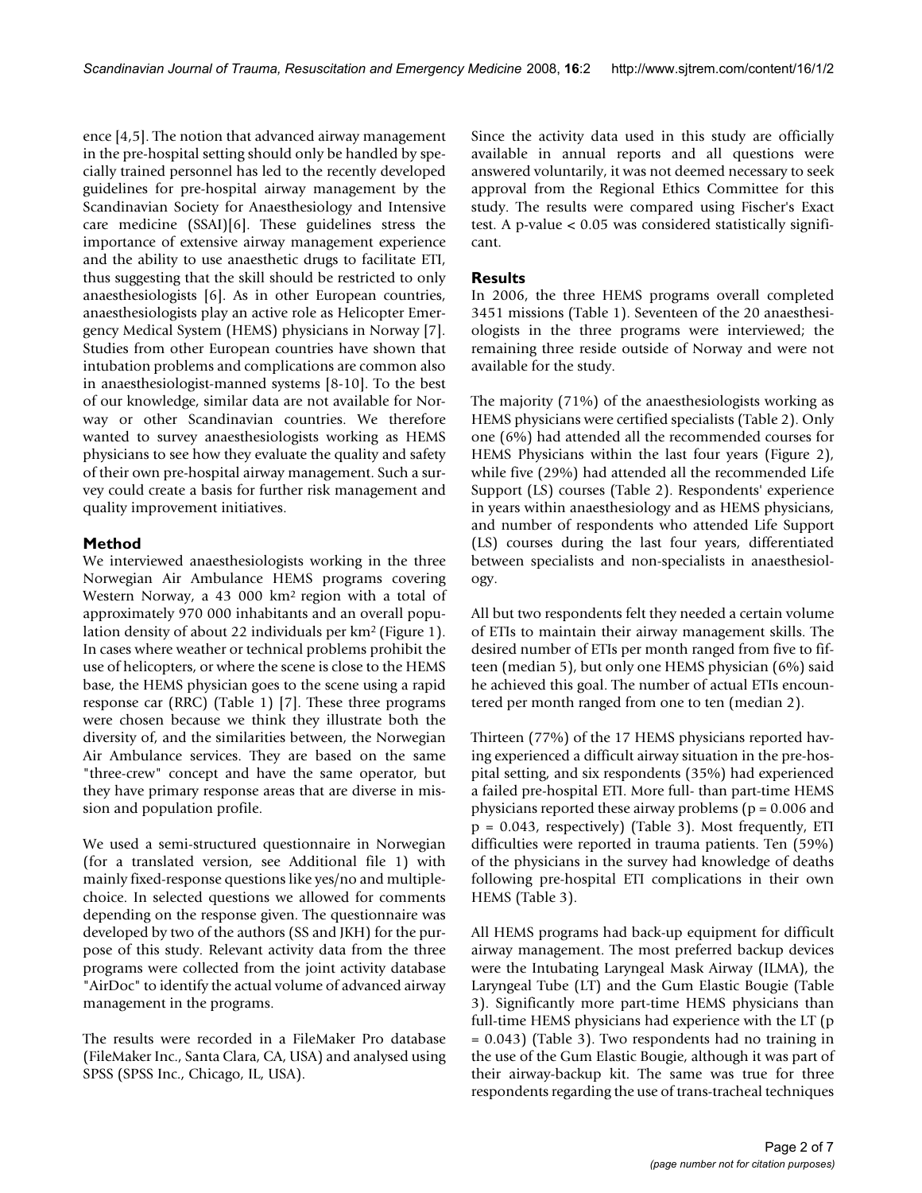ence [4,5]. The notion that advanced airway management in the pre-hospital setting should only be handled by specially trained personnel has led to the recently developed guidelines for pre-hospital airway management by the Scandinavian Society for Anaesthesiology and Intensive care medicine (SSAI)[6]. These guidelines stress the importance of extensive airway management experience and the ability to use anaesthetic drugs to facilitate ETI, thus suggesting that the skill should be restricted to only anaesthesiologists [6]. As in other European countries, anaesthesiologists play an active role as Helicopter Emergency Medical System (HEMS) physicians in Norway [7]. Studies from other European countries have shown that intubation problems and complications are common also in anaesthesiologist-manned systems [8-10]. To the best of our knowledge, similar data are not available for Norway or other Scandinavian countries. We therefore wanted to survey anaesthesiologists working as HEMS physicians to see how they evaluate the quality and safety of their own pre-hospital airway management. Such a survey could create a basis for further risk management and quality improvement initiatives.

## Method

We interviewed anaesthesiologists working in the three Norwegian Air Ambulance HEMS programs covering Western Norway, a 43 000 km$^2$ region with a total of approximately 970 000 inhabitants and an overall population density of about 22 individuals per km$^2$ (Figure 1). In cases where weather or technical problems prohibit the use of helicopters, or where the scene is close to the HEMS base, the HEMS physician goes to the scene using a rapid response car (RRC) (Table 1) [7]. These three programs were chosen because we think they illustrate both the diversity of, and the similarities between, the Norwegian Air Ambulance services. They are based on the same "three-crew" concept and have the same operator, but they have primary response areas that are diverse in mission and population profile.

We used a semi-structured questionnaire in Norwegian (for a translated version, see Additional file 1) with mainly fixed-response questions like yes/no and multiple-choice. In selected questions we allowed for comments depending on the response given. The questionnaire was developed by two of the authors (SS and JKH) for the purpose of this study. Relevant activity data from the three programs were collected from the joint activity database "AirDoc" to identify the actual volume of advanced airway management in the programs.

The results were recorded in a FileMaker Pro database (FileMaker Inc., Santa Clara, CA, USA) and analysed using SPSS (SPSS Inc., Chicago, IL, USA).

Since the activity data used in this study are officially available in annual reports and all questions were answered voluntarily, it was not deemed necessary to seek approval from the Regional Ethics Committee for this study. The results were compared using Fischer's Exact test. A p-value $< 0.05$ was considered statistically significant.

## Results

In 2006, the three HEMS programs overall completed 3451 missions (Table 1). Seventeen of the 20 anaesthesiologists in the three programs were interviewed; the remaining three reside outside of Norway and were not available for the study.

The majority (71%) of the anaesthesiologists working as HEMS physicians were certified specialists (Table 2). Only one (6%) had attended all the recommended courses for HEMS Physicians within the last four years (Figure 2), while five (29%) had attended all the recommended Life Support (LS) courses (Table 2). Respondents' experience in years within anaesthesiology and as HEMS physicians, and number of respondents who attended Life Support (LS) courses during the last four years, differentiated between specialists and non-specialists in anaesthesiology.

All but two respondents felt they needed a certain volume of ETIs to maintain their airway management skills. The desired number of ETIs per month ranged from five to fifteen (median 5), but only one HEMS physician (6%) said he achieved this goal. The number of actual ETIs encountered per month ranged from one to ten (median 2).

Thirteen (77%) of the 17 HEMS physicians reported having experienced a difficult airway situation in the pre-hospital setting, and six respondents (35%) had experienced a failed pre-hospital ETI. More full- than part-time HEMS physicians reported these airway problems ($p = 0.006$ and $p = 0.043$, respectively) (Table 3). Most frequently, ETI difficulties were reported in trauma patients. Ten (59%) of the physicians in the survey had knowledge of deaths following pre-hospital ETI complications in their own HEMS (Table 3).

All HEMS programs had back-up equipment for difficult airway management. The most preferred backup devices were the Intubating Laryngeal Mask Airway (ILMA), the Laryngeal Tube (LT) and the Gum Elastic Bougie (Table 3). Significantly more part-time HEMS physicians than full-time HEMS physicians had experience with the LT ($p = 0.043$) (Table 3). Two respondents had no training in the use of the Gum Elastic Bougie, although it was part of their airway-backup kit. The same was true for three respondents regarding the use of trans-tracheal techniques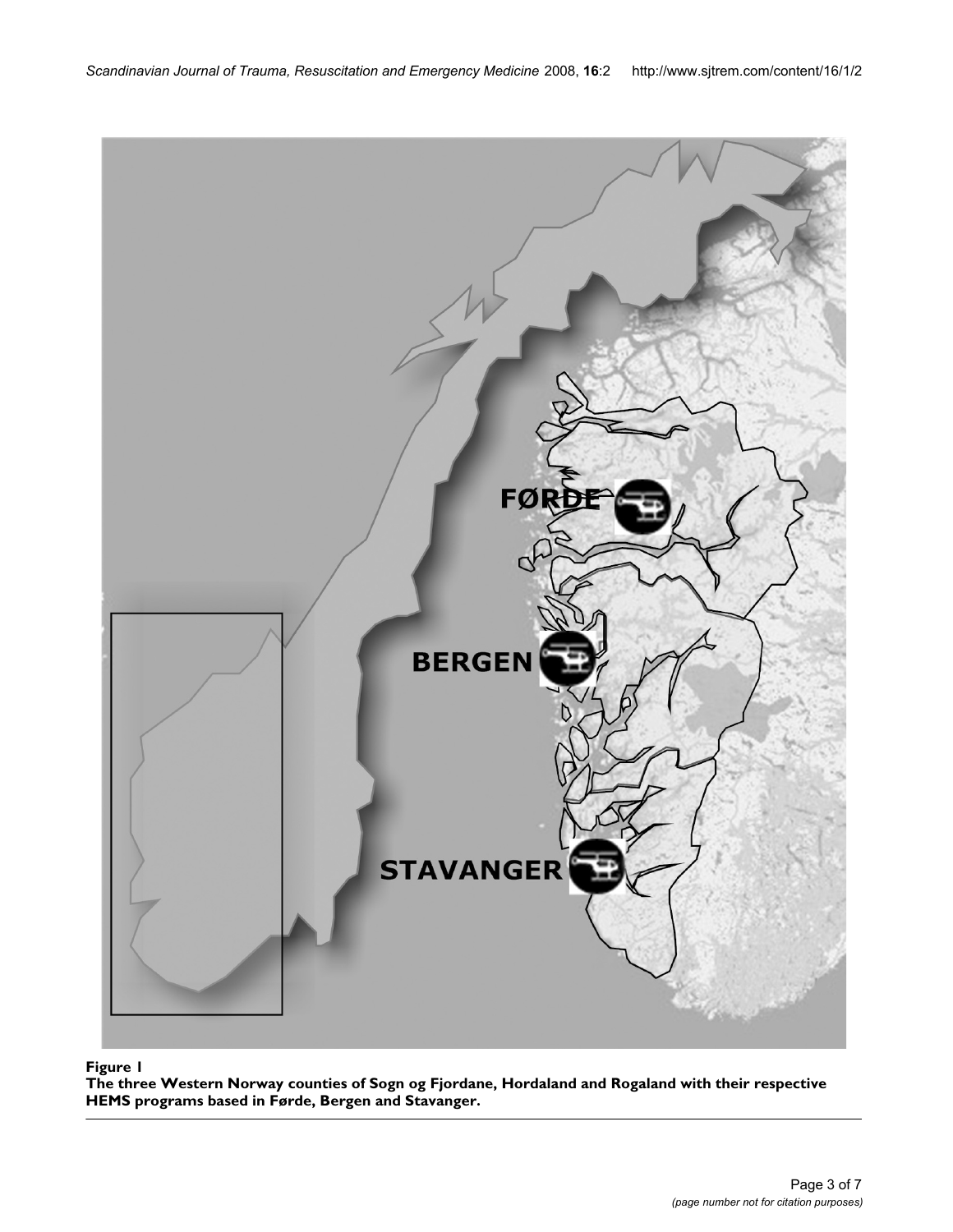**Figure 1**
**The three Western Norway counties of Sogn og Fjordane, Hordaland and Rogaland with their respective HEMS programs based in Førde, Bergen and Stavanger.**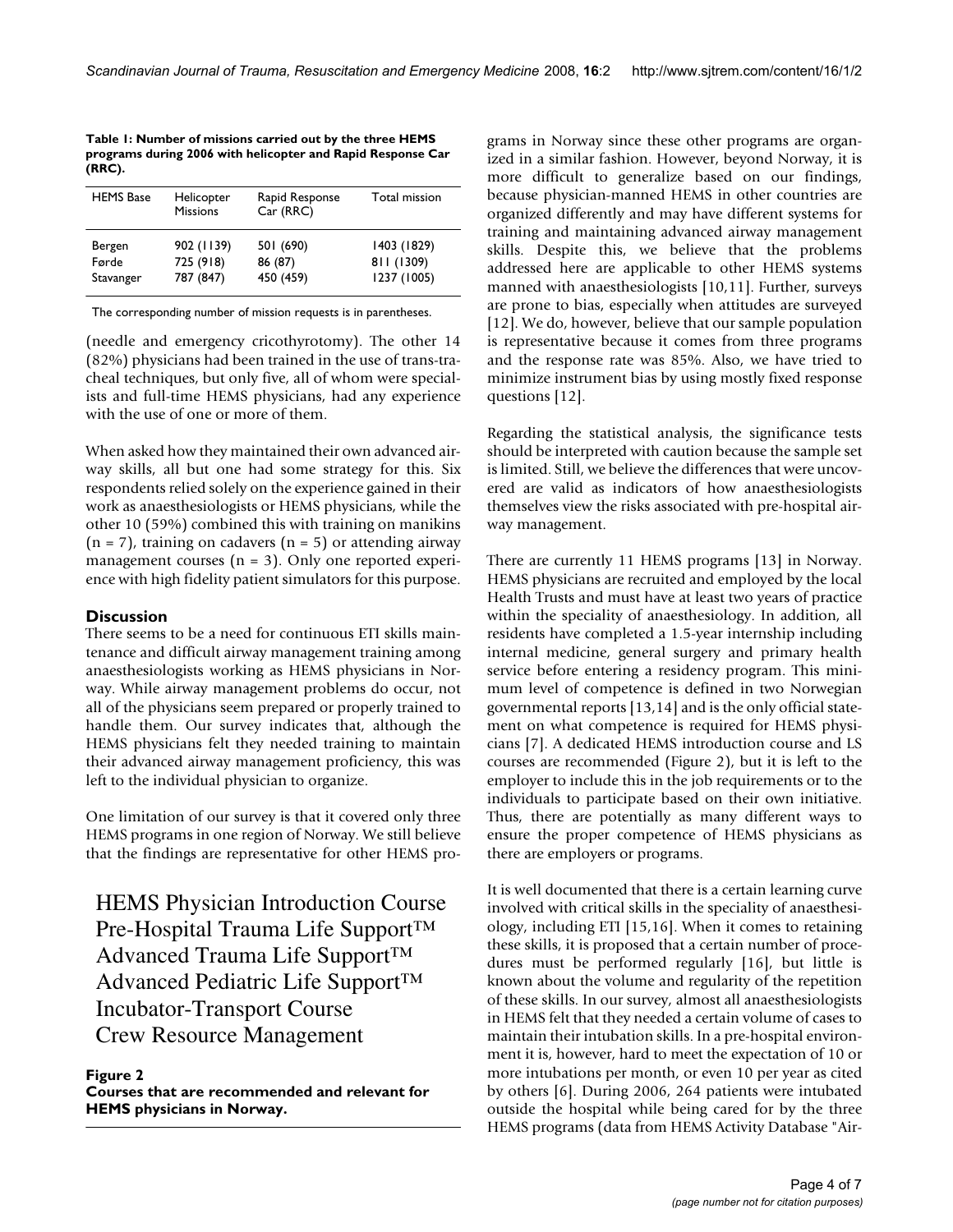**Table 1: Number of missions carried out by the three HEMS programs during 2006 with helicopter and Rapid Response Car (RRC).**

| HEMS Base | Helicopter Missions | Rapid Response Car (RRC) | Total mission |
|---|---|---|---|
| Bergen | 902 (1139) | 501 (690) | 1403 (1829) |
| Førde | 725 (918) | 86 (87) | 811 (1309) |
| Stavanger | 787 (847) | 450 (459) | 1237 (1005) |

The corresponding number of mission requests is in parentheses.

(needle and emergency cricothyrotomy). The other 14 (82%) physicians had been trained in the use of trans-tracheal techniques, but only five, all of whom were specialists and full-time HEMS physicians, had any experience with the use of one or more of them.

When asked how they maintained their own advanced airway skills, all but one had some strategy for this. Six respondents relied solely on the experience gained in their work as anaesthesiologists or HEMS physicians, while the other 10 (59%) combined this with training on manikins (n = 7), training on cadavers (n = 5) or attending airway management courses (n = 3). Only one reported experience with high fidelity patient simulators for this purpose.

## Discussion

There seems to be a need for continuous ETI skills maintenance and difficult airway management training among anaesthesiologists working as HEMS physicians in Norway. While airway management problems do occur, not all of the physicians seem prepared or properly trained to handle them. Our survey indicates that, although the HEMS physicians felt they needed training to maintain their advanced airway management proficiency, this was left to the individual physician to organize.

One limitation of our survey is that it covered only three HEMS programs in one region of Norway. We still believe that the findings are representative for other HEMS programs in Norway since these other programs are organized in a similar fashion. However, beyond Norway, it is more difficult to generalize based on our findings, because physician-manned HEMS in other countries are organized differently and may have different systems for training and maintaining advanced airway management skills. Despite this, we believe that the problems addressed here are applicable to other HEMS systems manned with anaesthesiologists [10,11]. Further, surveys are prone to bias, especially when attitudes are surveyed [12]. We do, however, believe that our sample population is representative because it comes from three programs and the response rate was 85%. Also, we have tried to minimize instrument bias by using mostly fixed response questions [12].

Regarding the statistical analysis, the significance tests should be interpreted with caution because the sample set is limited. Still, we believe the differences that were uncovered are valid as indicators of how anaesthesiologists themselves view the risks associated with pre-hospital airway management.

There are currently 11 HEMS programs [13] in Norway. HEMS physicians are recruited and employed by the local Health Trusts and must have at least two years of practice within the speciality of anaesthesiology. In addition, all residents have completed a 1.5-year internship including internal medicine, general surgery and primary health service before entering a residency program. This minimum level of competence is defined in two Norwegian governmental reports [13,14] and is the only official statement on what competence is required for HEMS physicians [7]. A dedicated HEMS introduction course and LS courses are recommended (Figure 2), but it is left to the employer to include this in the job requirements or to the individuals to participate based on their own initiative. Thus, there are potentially as many different ways to ensure the proper competence of HEMS physicians as there are employers or programs.

HEMS Physician Introduction Course
Pre-Hospital Trauma Life Support™
Advanced Trauma Life Support™
Advanced Pediatric Life Support™
Incubator-Transport Course
Crew Resource Management

**Figure 2**
**Courses that are recommended and relevant for HEMS physicians in Norway.**

It is well documented that there is a certain learning curve involved with critical skills in the speciality of anaesthesiology, including ETI [15,16]. When it comes to retaining these skills, it is proposed that a certain number of procedures must be performed regularly [16], but little is known about the volume and regularity of the repetition of these skills. In our survey, almost all anaesthesiologists in HEMS felt that they needed a certain volume of cases to maintain their intubation skills. In a pre-hospital environment it is, however, hard to meet the expectation of 10 or more intubations per month, or even 10 per year as cited by others [6]. During 2006, 264 patients were intubated outside the hospital while being cared for by the three HEMS programs (data from HEMS Activity Database "Air-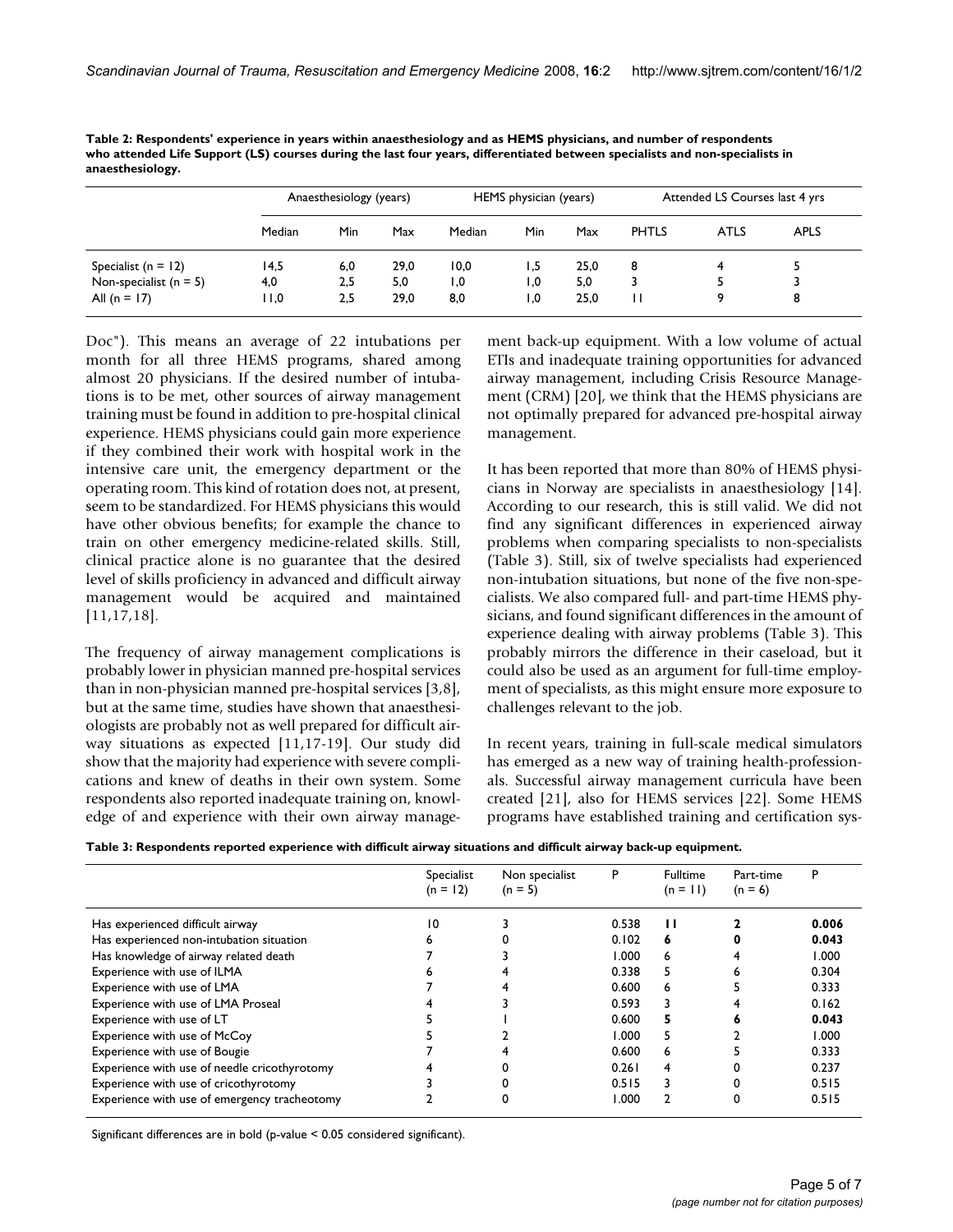**Table 2: Respondents' experience in years within anaesthesiology and as HEMS physicians, and number of respondents who attended Life Support (LS) courses during the last four years, differentiated between specialists and non-specialists in anaesthesiology.**

| | Anaesthesiology (years) | | | HEMS physician (years) | | | Attended LS Courses last 4 yrs | | |
|---|---|---|---|---|---|---|---|---|---|
| | Median | Min | Max | Median | Min | Max | PHTLS | ATLS | APLS |
| Specialist (n = 12) | 14,5 | 6,0 | 29,0 | 10,0 | 1,5 | 25,0 | 8 | 4 | 5 |
| Non-specialist (n = 5) | 4,0 | 2,5 | 5,0 | 1,0 | 1,0 | 5,0 | 3 | 5 | 3 |
| All (n = 17) | 11,0 | 2,5 | 29,0 | 8,0 | 1,0 | 25,0 | 11 | 9 | 8 |

Doc"). This means an average of 22 intubations per month for all three HEMS programs, shared among almost 20 physicians. If the desired number of intubations is to be met, other sources of airway management training must be found in addition to pre-hospital clinical experience. HEMS physicians could gain more experience if they combined their work with hospital work in the intensive care unit, the emergency department or the operating room. This kind of rotation does not, at present, seem to be standardized. For HEMS physicians this would have other obvious benefits; for example the chance to train on other emergency medicine-related skills. Still, clinical practice alone is no guarantee that the desired level of skills proficiency in advanced and difficult airway management would be acquired and maintained [11,17,18].

The frequency of airway management complications is probably lower in physician manned pre-hospital services than in non-physician manned pre-hospital services [3,8], but at the same time, studies have shown that anaesthesiologists are probably not as well prepared for difficult airway situations as expected [11,17-19]. Our study did show that the majority had experience with severe complications and knew of deaths in their own system. Some respondents also reported inadequate training on, knowledge of and experience with their own airway management back-up equipment. With a low volume of actual ETIs and inadequate training opportunities for advanced airway management, including Crisis Resource Management (CRM) [20], we think that the HEMS physicians are not optimally prepared for advanced pre-hospital airway management.

It has been reported that more than 80% of HEMS physicians in Norway are specialists in anaesthesiology [14]. According to our research, this is still valid. We did not find any significant differences in experienced airway problems when comparing specialists to non-specialists (Table 3). Still, six of twelve specialists had experienced non-intubation situations, but none of the five non-specialists. We also compared full- and part-time HEMS physicians, and found significant differences in the amount of experience dealing with airway problems (Table 3). This probably mirrors the difference in their caseload, but it could also be used as an argument for full-time employment of specialists, as this might ensure more exposure to challenges relevant to the job.

In recent years, training in full-scale medical simulators has emerged as a new way of training health-professionals. Successful airway management curricula have been created [21], also for HEMS services [22]. Some HEMS programs have established training and certification sys-

**Table 3: Respondents reported experience with difficult airway situations and difficult airway back-up equipment.**

| | Specialist (n = 12) | Non specialist (n = 5) | P | Fulltime (n = 11) | Part-time (n = 6) | P |
|---|---|---|---|---|---|---|
| Has experienced difficult airway | 10 | 3 | 0.538 | **11** | **2** | **0.006** |
| Has experienced non-intubation situation | 6 | 0 | 0.102 | **6** | **0** | **0.043** |
| Has knowledge of airway related death | 7 | 3 | 1.000 | 6 | 4 | 1.000 |
| Experience with use of ILMA | 6 | 4 | 0.338 | 5 | 6 | 0.304 |
| Experience with use of LMA | 7 | 4 | 0.600 | 6 | 5 | 0.333 |
| Experience with use of LMA Proseal | 4 | 3 | 0.593 | 3 | 4 | 0.162 |
| Experience with use of LT | 5 | 1 | 0.600 | **5** | **6** | **0.043** |
| Experience with use of McCoy | 5 | 2 | 1.000 | 5 | 2 | 1.000 |
| Experience with use of Bougie | 7 | 4 | 0.600 | 6 | 5 | 0.333 |
| Experience with use of needle cricothyrotomy | 4 | 0 | 0.261 | 4 | 0 | 0.237 |
| Experience with use of cricothyrotomy | 3 | 0 | 0.515 | 3 | 0 | 0.515 |
| Experience with use of emergency tracheotomy | 2 | 0 | 1.000 | 2 | 0 | 0.515 |

Significant differences are in bold (p-value < 0.05 considered significant).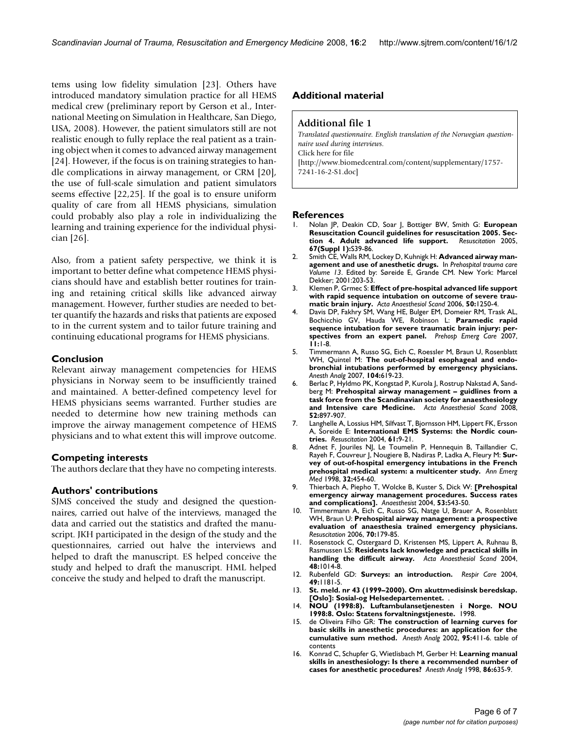tems using low fidelity simulation [23]. Others have introduced mandatory simulation practice for all HEMS medical crew (preliminary report by Gerson et al., International Meeting on Simulation in Healthcare, San Diego, USA, 2008). However, the patient simulators still are not realistic enough to fully replace the real patient as a training object when it comes to advanced airway management [24]. However, if the focus is on training strategies to handle complications in airway management, or CRM [20], the use of full-scale simulation and patient simulators seems effective [22,25]. If the goal is to ensure uniform quality of care from all HEMS physicians, simulation could probably also play a role in individualizing the learning and training experience for the individual physician [26].

Also, from a patient safety perspective, we think it is important to better define what competence HEMS physicians should have and establish better routines for training and retaining critical skills like advanced airway management. However, further studies are needed to better quantify the hazards and risks that patients are exposed to in the current system and to tailor future training and continuing educational programs for HEMS physicians.

## Conclusion

Relevant airway management competencies for HEMS physicians in Norway seem to be insufficiently trained and maintained. A better-defined competency level for HEMS physicians seems warranted. Further studies are needed to determine how new training methods can improve the airway management competence of HEMS physicians and to what extent this will improve outcome.

## Competing interests

The authors declare that they have no competing interests.

## Authors' contributions

SJMS conceived the study and designed the questionnaires, carried out halve of the interviews, managed the data and carried out the statistics and drafted the manuscript. JKH participated in the design of the study and the questionnaires, carried out halve the interviews and helped to draft the manuscript. ES helped conceive the study and helped to draft the manuscript. HML helped conceive the study and helped to draft the manuscript.

## Additional material

**Additional file 1**

*Translated questionnaire. English translation of the Norwegian questionnaire used during interviews.*
Click here for file
[http://www.biomedcentral.com/content/supplementary/1757-7241-16-2-S1.doc]

## References

1. Nolan JP, Deakin CD, Soar J, Bottiger BW, Smith G: **European Resuscitation Council guidelines for resuscitation 2005. Section 4. Adult advanced life support.** *Resuscitation* 2005, **67(Suppl 1):**S39-86.
2. Smith CE, Walls RM, Lockey D, Kuhnigk H: **Advanced airway management and use of anesthetic drugs.** In *Prehospital trauma care Volume 13*. Edited by: Søreide E, Grande CM. New York: Marcel Dekker; 2001:203-53.
3. Klemen P, Grmec S: **Effect of pre-hospital advanced life support with rapid sequence intubation on outcome of severe traumatic brain injury.** *Acta Anaesthesiol Scand* 2006, **50:**1250-4.
4. Davis DP, Fakhry SM, Wang HE, Bulger EM, Domeier RM, Trask AL, Bochicchio GV, Hauda WE, Robinson L: **Paramedic rapid sequence intubation for severe traumatic brain injury: perspectives from an expert panel.** *Prehosp Emerg Care* 2007, **11:**1-8.
5. Timmermann A, Russo SG, Eich C, Roessler M, Braun U, Rosenblatt WH, Quintel M: **The out-of-hospital esophageal and endobronchial intubations performed by emergency physicians.** *Anesth Analg* 2007, **104:**619-23.
6. Berlac P, Hyldmo PK, Kongstad P, Kurola J, Rostrup Nakstad A, Sandberg M: **Prehospital airway management – guidlines from a task force from the Scandinavian society for anaesthesiology and Intensive care Medicine.** *Acta Anaesthesiol Scand* 2008, **52:**897-907.
7. Langhelle A, Lossius HM, Silfvast T, Bjornsson HM, Lippert FK, Ersson A, Soreide E: **International EMS Systems: the Nordic countries.** *Resuscitation* 2004, **61:**9-21.
8. Adnet F, Jouriles NJ, Le Toumelin P, Hennequin B, Taillandier C, Rayeh F, Couvreur J, Nougiere B, Nadiras P, Ladka A, Fleury M: **Survey of out-of-hospital emergency intubations in the French prehospital medical system: a multicenter study.** *Ann Emerg Med* 1998, **32:**454-60.
9. Thierbach A, Piepho T, Wolcke B, Kuster S, Dick W: **[Prehospital emergency airway management procedures. Success rates and complications].** *Anaesthesist* 2004, **53:**543-50.
10. Timmermann A, Eich C, Russo SG, Natge U, Brauer A, Rosenblatt WH, Braun U: **Prehospital airway management: a prospective evaluation of anaesthesia trained emergency physicians.** *Resuscitation* 2006, **70:**179-85.
11. Rosenstock C, Ostergaard D, Kristensen MS, Lippert A, Ruhnau B, Rasmussen LS: **Residents lack knowledge and practical skills in handling the difficult airway.** *Acta Anaesthesiol Scand* 2004, **48:**1014-8.
12. Rubenfeld GD: **Surveys: an introduction.** *Respir Care* 2004, **49:**1181-5.
13. **St. meld. nr 43 (1999–2000). Om akuttmedisinsk beredskap. [Oslo]: Sosial-og Helsedepartementet.** .
14. **NOU (1998:8). Luftambulansetjenesten i Norge. NOU 1998:8. Oslo: Statens forvaltningstjeneste.** 1998.
15. de Oliveira Filho GR: **The construction of learning curves for basic skills in anesthetic procedures: an application for the cumulative sum method.** *Anesth Analg* 2002, **95:**411-6. table of contents
16. Konrad C, Schupfer G, Wietlisbach M, Gerber H: **Learning manual skills in anesthesiology: Is there a recommended number of cases for anesthetic procedures?** *Anesth Analg* 1998, **86:**635-9.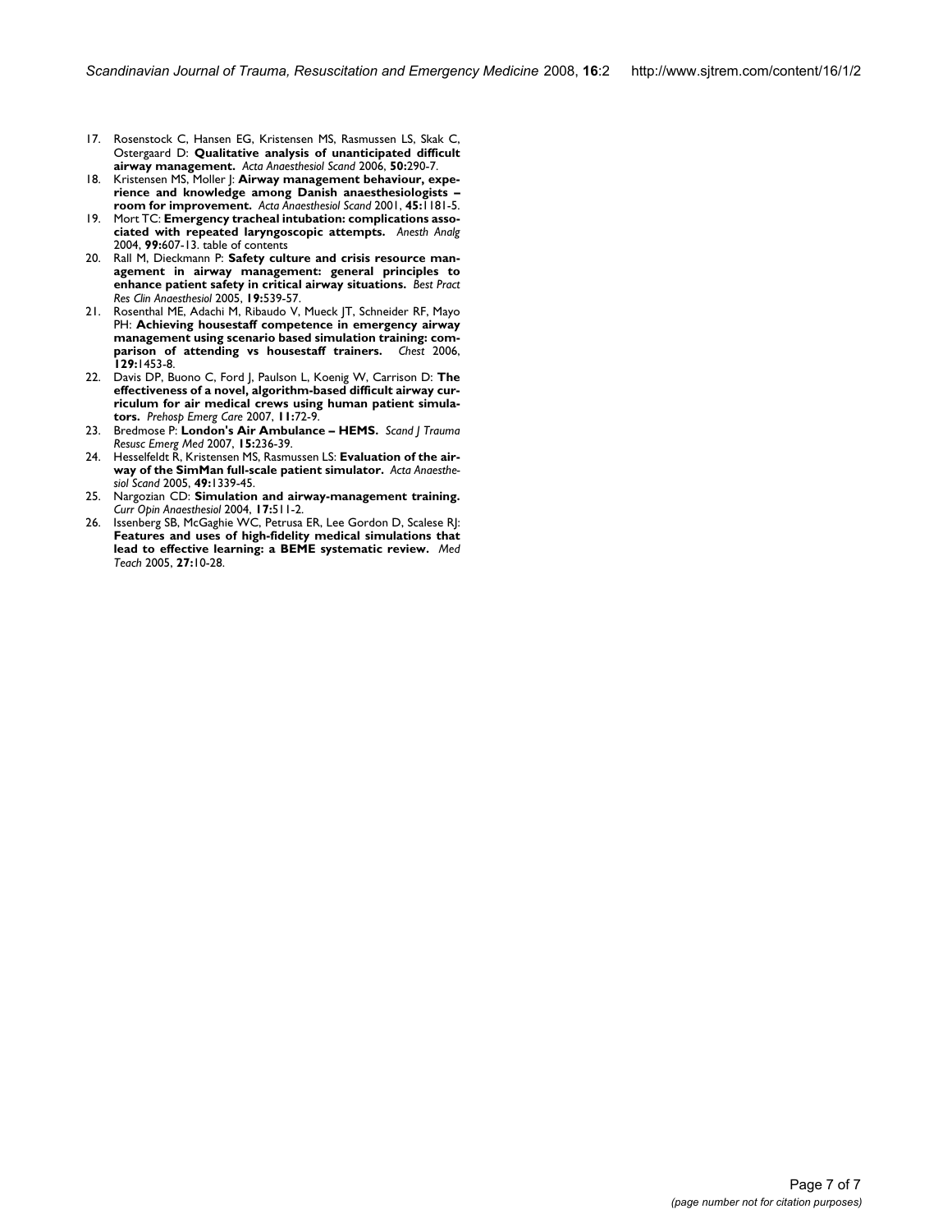17. Rosenstock C, Hansen EG, Kristensen MS, Rasmussen LS, Skak C, Ostergaard D: **Qualitative analysis of unanticipated difficult airway management.** *Acta Anaesthesiol Scand* 2006, **50:**290-7.
18. Kristensen MS, Moller J: **Airway management behaviour, experience and knowledge among Danish anaesthesiologists – room for improvement.** *Acta Anaesthesiol Scand* 2001, **45:**1181-5.
19. Mort TC: **Emergency tracheal intubation: complications associated with repeated laryngoscopic attempts.** *Anesth Analg* 2004, **99:**607-13. table of contents
20. Rall M, Dieckmann P: **Safety culture and crisis resource management in airway management: general principles to enhance patient safety in critical airway situations.** *Best Pract Res Clin Anaesthesiol* 2005, **19:**539-57.
21. Rosenthal ME, Adachi M, Ribaudo V, Mueck JT, Schneider RF, Mayo PH: **Achieving housestaff competence in emergency airway management using scenario based simulation training: comparison of attending vs housestaff trainers.** *Chest* 2006, **129:**1453-8.
22. Davis DP, Buono C, Ford J, Paulson L, Koenig W, Carrison D: **The effectiveness of a novel, algorithm-based difficult airway curriculum for air medical crews using human patient simulators.** *Prehosp Emerg Care* 2007, **11:**72-9.
23. Bredmose P: **London's Air Ambulance – HEMS.** *Scand J Trauma Resusc Emerg Med* 2007, **15:**236-39.
24. Hesselfeldt R, Kristensen MS, Rasmussen LS: **Evaluation of the airway of the SimMan full-scale patient simulator.** *Acta Anaesthesiol Scand* 2005, **49:**1339-45.
25. Nargozian CD: **Simulation and airway-management training.** *Curr Opin Anaesthesiol* 2004, **17:**511-2.
26. Issenberg SB, McGaghie WC, Petrusa ER, Lee Gordon D, Scalese RJ: **Features and uses of high-fidelity medical simulations that lead to effective learning: a BEME systematic review.** *Med Teach* 2005, **27:**10-28.